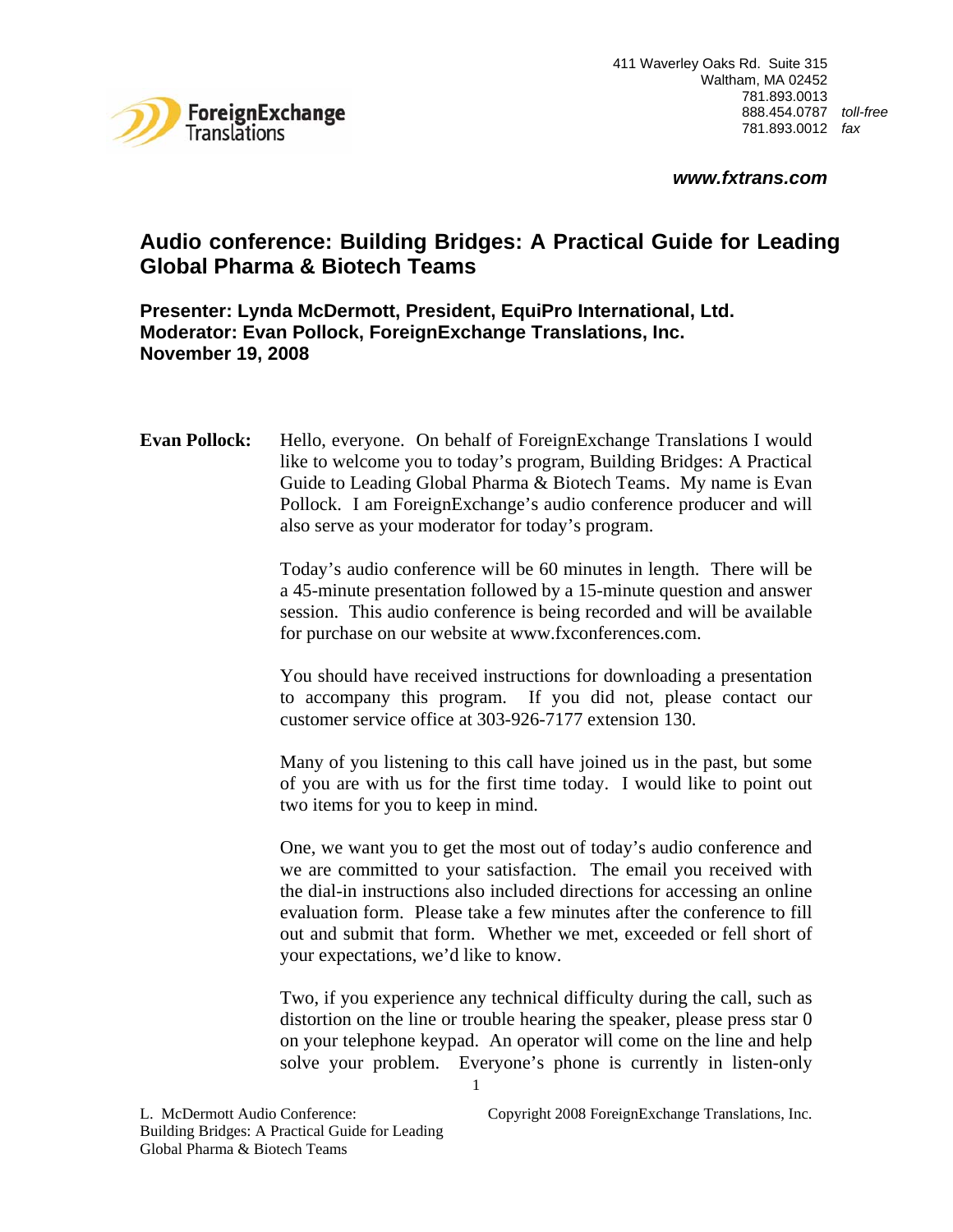411 Waverley Oaks Rd. Suite 315
Waltham, MA 02452
781.893.0013
888.454.0787 *toll-free*
781.893.0012 *fax*

***www.fxtrans.com***

# Audio conference: Building Bridges: A Practical Guide for Leading Global Pharma & Biotech Teams

**Presenter: Lynda McDermott, President, EquiPro International, Ltd.**
**Moderator: Evan Pollock, ForeignExchange Translations, Inc.**
**November 19, 2008**

**Evan Pollock:** Hello, everyone. On behalf of ForeignExchange Translations I would like to welcome you to today's program, Building Bridges: A Practical Guide to Leading Global Pharma & Biotech Teams. My name is Evan Pollock. I am ForeignExchange's audio conference producer and will also serve as your moderator for today's program.

Today's audio conference will be 60 minutes in length. There will be a 45-minute presentation followed by a 15-minute question and answer session. This audio conference is being recorded and will be available for purchase on our website at www.fxconferences.com.

You should have received instructions for downloading a presentation to accompany this program. If you did not, please contact our customer service office at 303-926-7177 extension 130.

Many of you listening to this call have joined us in the past, but some of you are with us for the first time today. I would like to point out two items for you to keep in mind.

One, we want you to get the most out of today's audio conference and we are committed to your satisfaction. The email you received with the dial-in instructions also included directions for accessing an online evaluation form. Please take a few minutes after the conference to fill out and submit that form. Whether we met, exceeded or fell short of your expectations, we'd like to know.

Two, if you experience any technical difficulty during the call, such as distortion on the line or trouble hearing the speaker, please press star 0 on your telephone keypad. An operator will come on the line and help solve your problem. Everyone's phone is currently in listen-only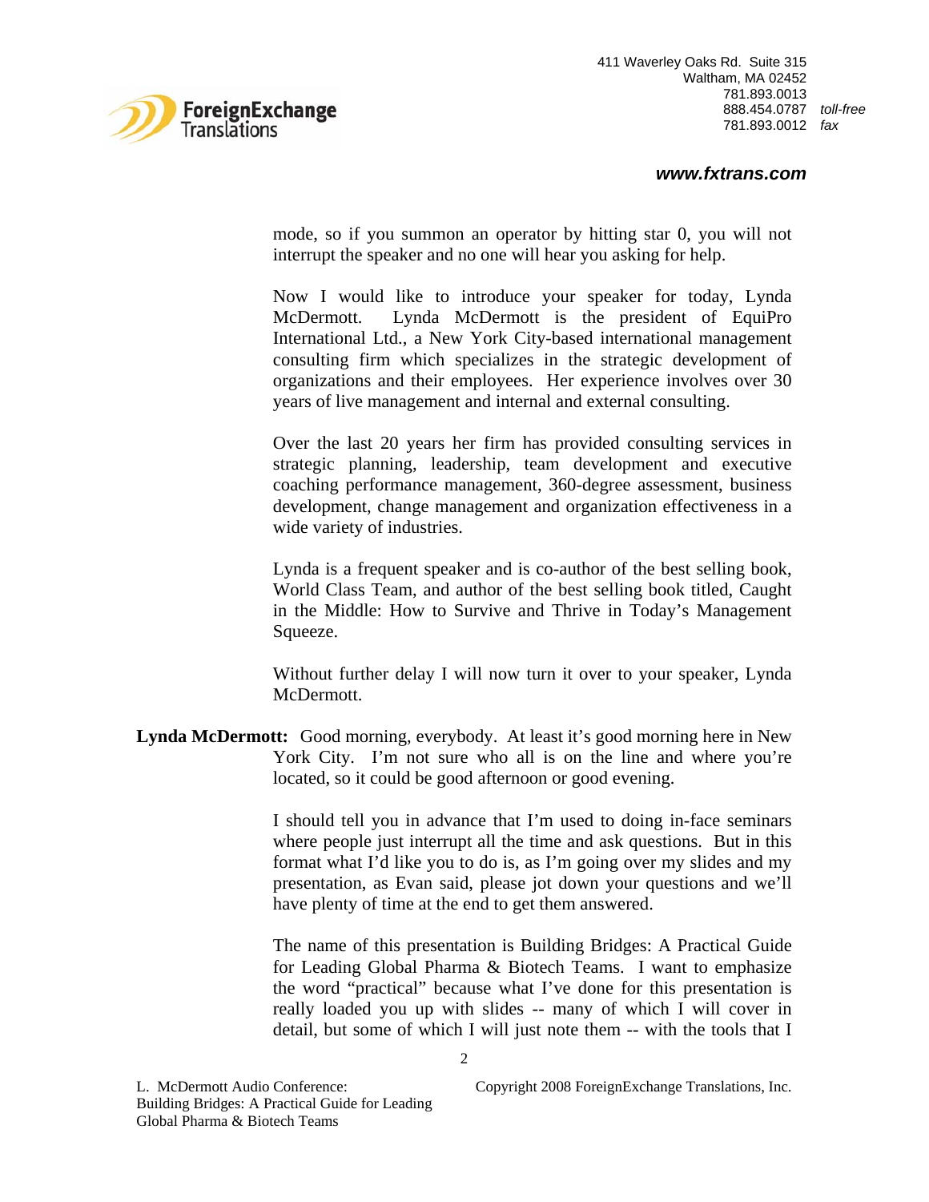mode, so if you summon an operator by hitting star 0, you will not interrupt the speaker and no one will hear you asking for help.

Now I would like to introduce your speaker for today, Lynda McDermott. Lynda McDermott is the president of EquiPro International Ltd., a New York City-based international management consulting firm which specializes in the strategic development of organizations and their employees. Her experience involves over 30 years of live management and internal and external consulting.

Over the last 20 years her firm has provided consulting services in strategic planning, leadership, team development and executive coaching performance management, 360-degree assessment, business development, change management and organization effectiveness in a wide variety of industries.

Lynda is a frequent speaker and is co-author of the best selling book, World Class Team, and author of the best selling book titled, Caught in the Middle: How to Survive and Thrive in Today's Management Squeeze.

Without further delay I will now turn it over to your speaker, Lynda McDermott.

**Lynda McDermott:** Good morning, everybody. At least it's good morning here in New York City. I'm not sure who all is on the line and where you're located, so it could be good afternoon or good evening.

I should tell you in advance that I'm used to doing in-face seminars where people just interrupt all the time and ask questions. But in this format what I'd like you to do is, as I'm going over my slides and my presentation, as Evan said, please jot down your questions and we'll have plenty of time at the end to get them answered.

The name of this presentation is Building Bridges: A Practical Guide for Leading Global Pharma & Biotech Teams. I want to emphasize the word "practical" because what I've done for this presentation is really loaded you up with slides -- many of which I will cover in detail, but some of which I will just note them -- with the tools that I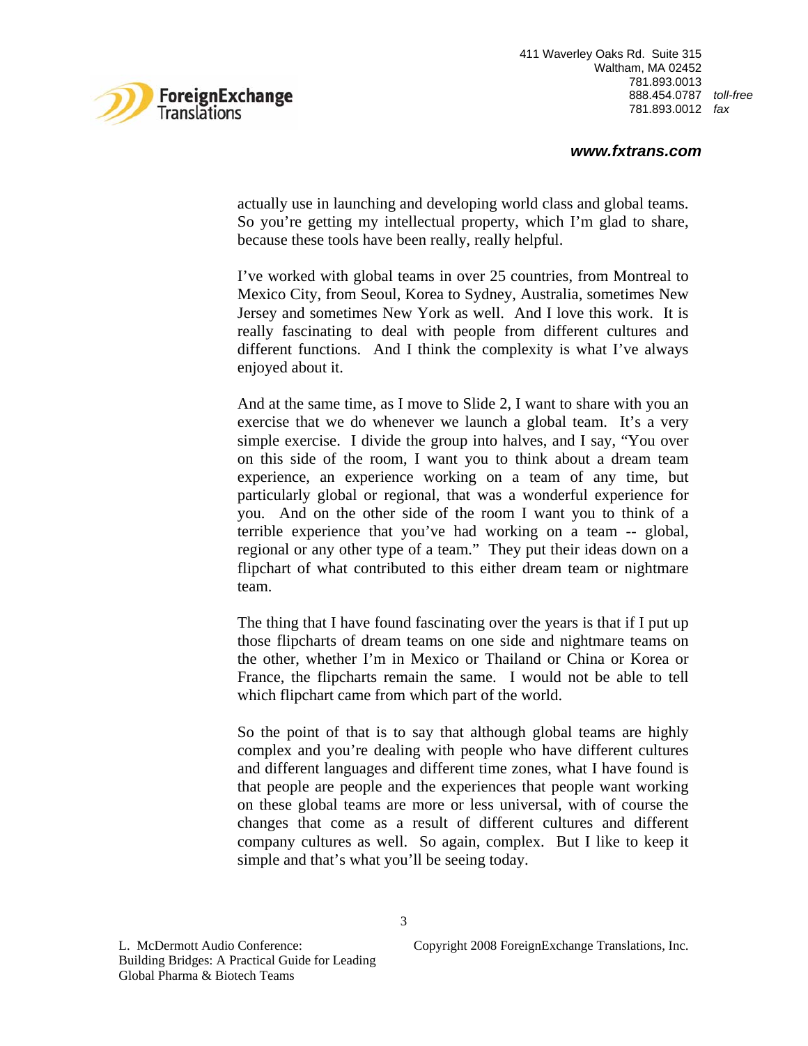actually use in launching and developing world class and global teams. So you're getting my intellectual property, which I'm glad to share, because these tools have been really, really helpful.

I've worked with global teams in over 25 countries, from Montreal to Mexico City, from Seoul, Korea to Sydney, Australia, sometimes New Jersey and sometimes New York as well. And I love this work. It is really fascinating to deal with people from different cultures and different functions. And I think the complexity is what I've always enjoyed about it.

And at the same time, as I move to Slide 2, I want to share with you an exercise that we do whenever we launch a global team. It's a very simple exercise. I divide the group into halves, and I say, "You over on this side of the room, I want you to think about a dream team experience, an experience working on a team of any time, but particularly global or regional, that was a wonderful experience for you. And on the other side of the room I want you to think of a terrible experience that you've had working on a team -- global, regional or any other type of a team." They put their ideas down on a flipchart of what contributed to this either dream team or nightmare team.

The thing that I have found fascinating over the years is that if I put up those flipcharts of dream teams on one side and nightmare teams on the other, whether I'm in Mexico or Thailand or China or Korea or France, the flipcharts remain the same. I would not be able to tell which flipchart came from which part of the world.

So the point of that is to say that although global teams are highly complex and you're dealing with people who have different cultures and different languages and different time zones, what I have found is that people are people and the experiences that people want working on these global teams are more or less universal, with of course the changes that come as a result of different cultures and different company cultures as well. So again, complex. But I like to keep it simple and that's what you'll be seeing today.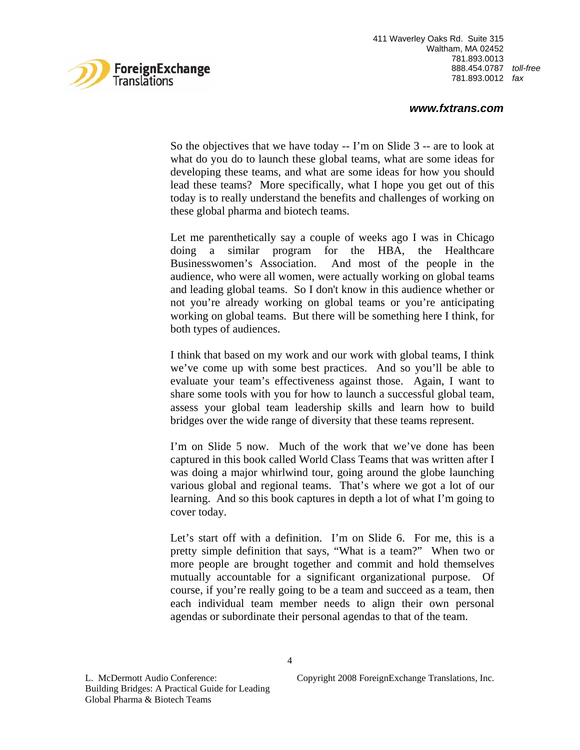So the objectives that we have today -- I'm on Slide 3 -- are to look at what do you do to launch these global teams, what are some ideas for developing these teams, and what are some ideas for how you should lead these teams? More specifically, what I hope you get out of this today is to really understand the benefits and challenges of working on these global pharma and biotech teams.

Let me parenthetically say a couple of weeks ago I was in Chicago doing a similar program for the HBA, the Healthcare Businesswomen's Association. And most of the people in the audience, who were all women, were actually working on global teams and leading global teams. So I don't know in this audience whether or not you're already working on global teams or you're anticipating working on global teams. But there will be something here I think, for both types of audiences.

I think that based on my work and our work with global teams, I think we've come up with some best practices. And so you'll be able to evaluate your team's effectiveness against those. Again, I want to share some tools with you for how to launch a successful global team, assess your global team leadership skills and learn how to build bridges over the wide range of diversity that these teams represent.

I'm on Slide 5 now. Much of the work that we've done has been captured in this book called World Class Teams that was written after I was doing a major whirlwind tour, going around the globe launching various global and regional teams. That's where we got a lot of our learning. And so this book captures in depth a lot of what I'm going to cover today.

Let's start off with a definition. I'm on Slide 6. For me, this is a pretty simple definition that says, "What is a team?" When two or more people are brought together and commit and hold themselves mutually accountable for a significant organizational purpose. Of course, if you're really going to be a team and succeed as a team, then each individual team member needs to align their own personal agendas or subordinate their personal agendas to that of the team.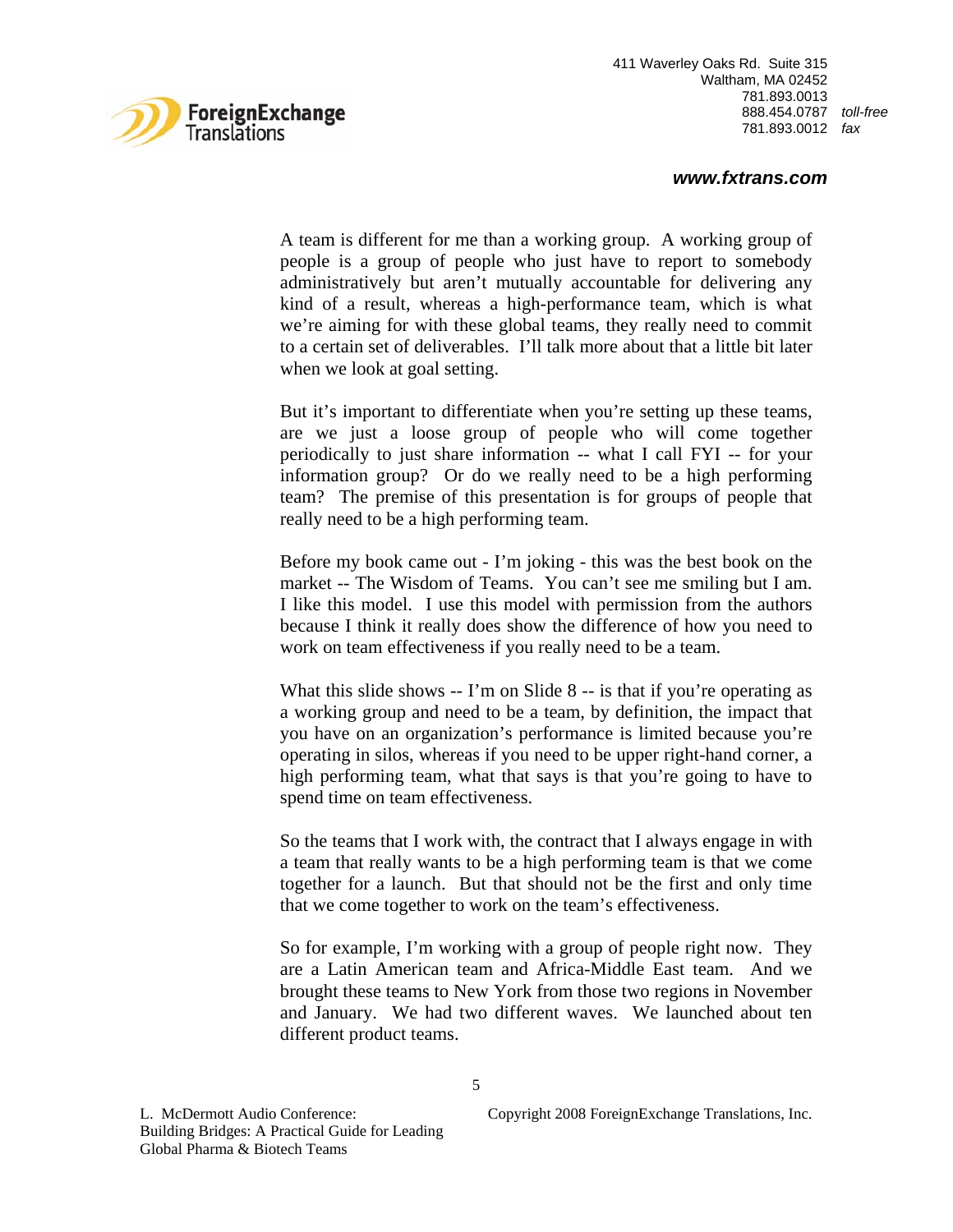A team is different for me than a working group. A working group of people is a group of people who just have to report to somebody administratively but aren't mutually accountable for delivering any kind of a result, whereas a high-performance team, which is what we're aiming for with these global teams, they really need to commit to a certain set of deliverables. I'll talk more about that a little bit later when we look at goal setting.

But it's important to differentiate when you're setting up these teams, are we just a loose group of people who will come together periodically to just share information -- what I call FYI -- for your information group? Or do we really need to be a high performing team? The premise of this presentation is for groups of people that really need to be a high performing team.

Before my book came out - I'm joking - this was the best book on the market -- The Wisdom of Teams. You can't see me smiling but I am. I like this model. I use this model with permission from the authors because I think it really does show the difference of how you need to work on team effectiveness if you really need to be a team.

What this slide shows -- I'm on Slide 8 -- is that if you're operating as a working group and need to be a team, by definition, the impact that you have on an organization's performance is limited because you're operating in silos, whereas if you need to be upper right-hand corner, a high performing team, what that says is that you're going to have to spend time on team effectiveness.

So the teams that I work with, the contract that I always engage in with a team that really wants to be a high performing team is that we come together for a launch. But that should not be the first and only time that we come together to work on the team's effectiveness.

So for example, I'm working with a group of people right now. They are a Latin American team and Africa-Middle East team. And we brought these teams to New York from those two regions in November and January. We had two different waves. We launched about ten different product teams.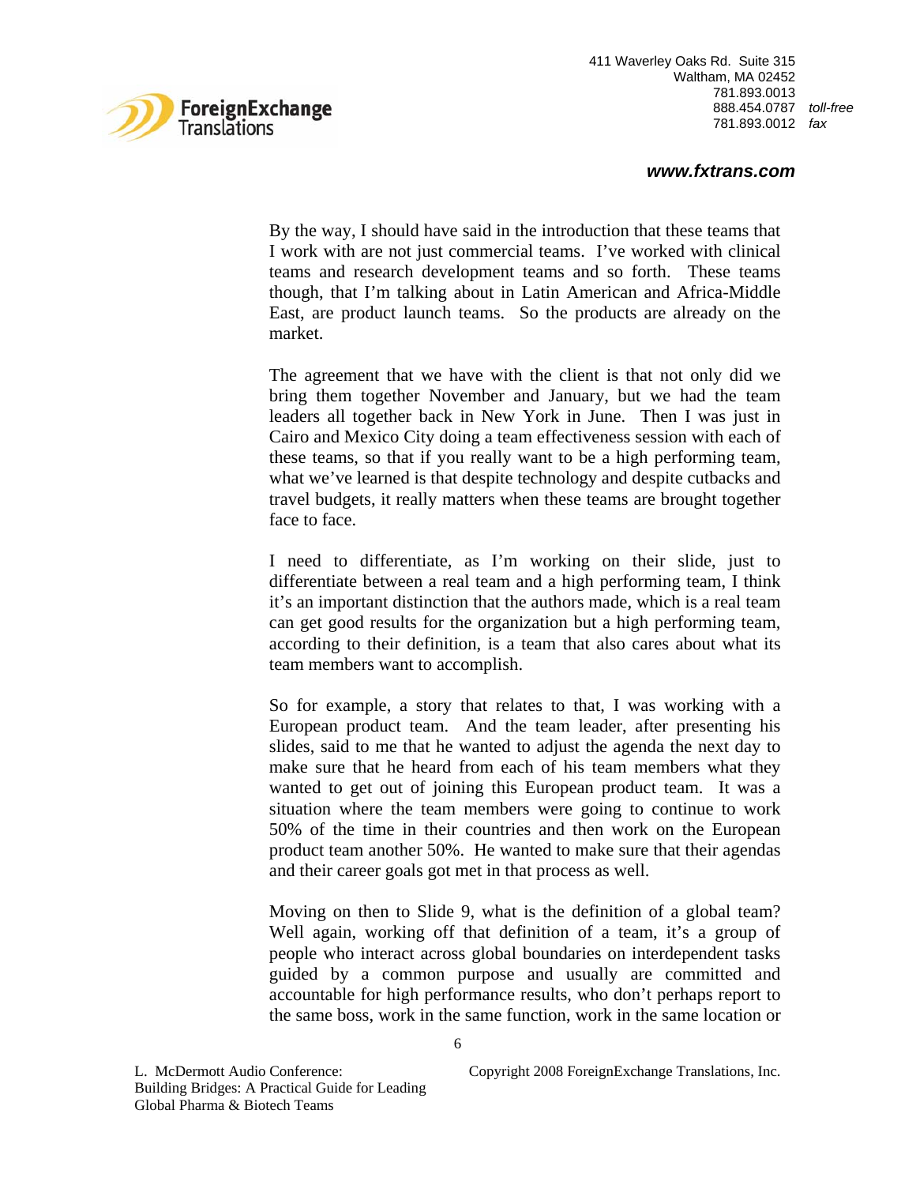By the way, I should have said in the introduction that these teams that I work with are not just commercial teams. I've worked with clinical teams and research development teams and so forth. These teams though, that I'm talking about in Latin American and Africa-Middle East, are product launch teams. So the products are already on the market.

The agreement that we have with the client is that not only did we bring them together November and January, but we had the team leaders all together back in New York in June. Then I was just in Cairo and Mexico City doing a team effectiveness session with each of these teams, so that if you really want to be a high performing team, what we've learned is that despite technology and despite cutbacks and travel budgets, it really matters when these teams are brought together face to face.

I need to differentiate, as I'm working on their slide, just to differentiate between a real team and a high performing team, I think it's an important distinction that the authors made, which is a real team can get good results for the organization but a high performing team, according to their definition, is a team that also cares about what its team members want to accomplish.

So for example, a story that relates to that, I was working with a European product team. And the team leader, after presenting his slides, said to me that he wanted to adjust the agenda the next day to make sure that he heard from each of his team members what they wanted to get out of joining this European product team. It was a situation where the team members were going to continue to work 50% of the time in their countries and then work on the European product team another 50%. He wanted to make sure that their agendas and their career goals got met in that process as well.

Moving on then to Slide 9, what is the definition of a global team? Well again, working off that definition of a team, it's a group of people who interact across global boundaries on interdependent tasks guided by a common purpose and usually are committed and accountable for high performance results, who don't perhaps report to the same boss, work in the same function, work in the same location or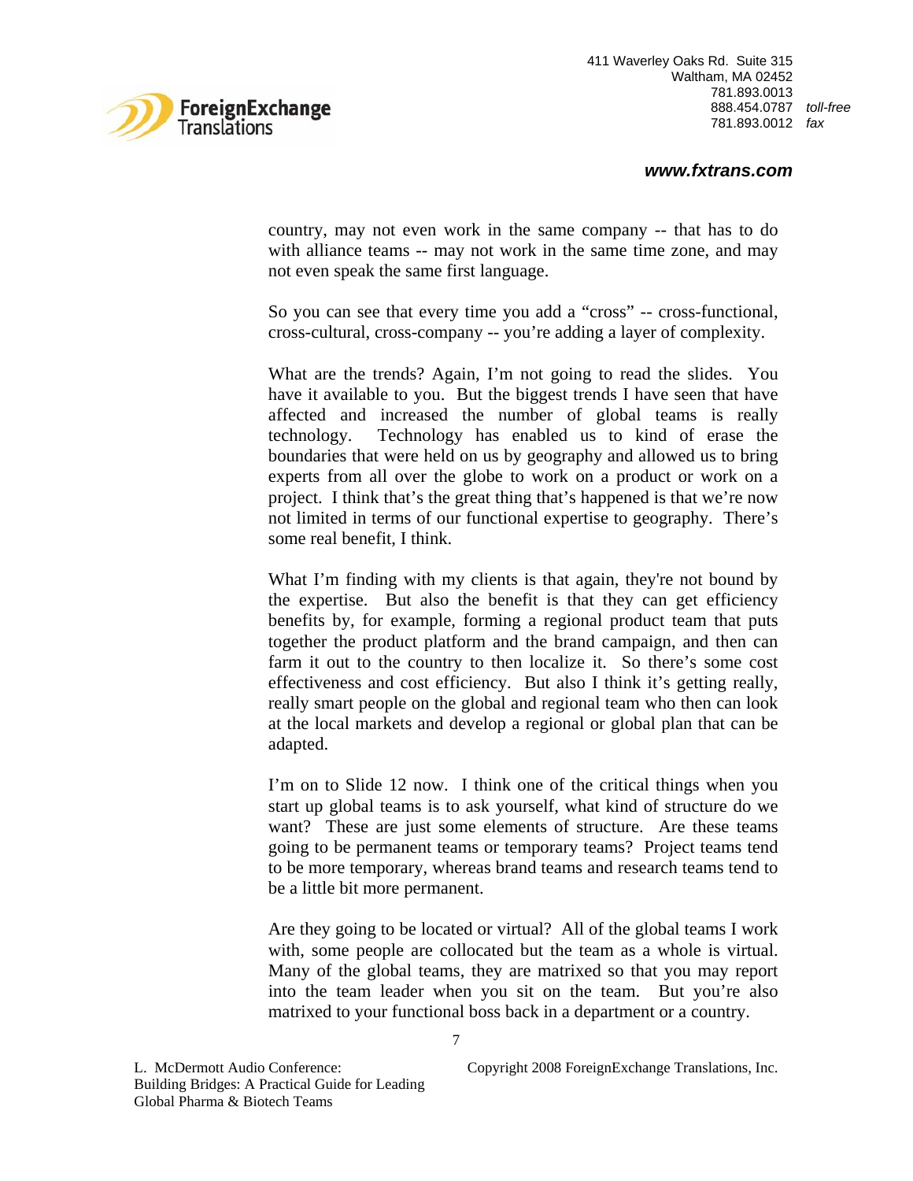country, may not even work in the same company -- that has to do with alliance teams -- may not work in the same time zone, and may not even speak the same first language.

So you can see that every time you add a “cross” -- cross-functional, cross-cultural, cross-company -- you’re adding a layer of complexity.

What are the trends? Again, I’m not going to read the slides. You have it available to you. But the biggest trends I have seen that have affected and increased the number of global teams is really technology. Technology has enabled us to kind of erase the boundaries that were held on us by geography and allowed us to bring experts from all over the globe to work on a product or work on a project. I think that’s the great thing that’s happened is that we’re now not limited in terms of our functional expertise to geography. There’s some real benefit, I think.

What I’m finding with my clients is that again, they're not bound by the expertise. But also the benefit is that they can get efficiency benefits by, for example, forming a regional product team that puts together the product platform and the brand campaign, and then can farm it out to the country to then localize it. So there’s some cost effectiveness and cost efficiency. But also I think it’s getting really, really smart people on the global and regional team who then can look at the local markets and develop a regional or global plan that can be adapted.

I’m on to Slide 12 now. I think one of the critical things when you start up global teams is to ask yourself, what kind of structure do we want? These are just some elements of structure. Are these teams going to be permanent teams or temporary teams? Project teams tend to be more temporary, whereas brand teams and research teams tend to be a little bit more permanent.

Are they going to be located or virtual? All of the global teams I work with, some people are collocated but the team as a whole is virtual. Many of the global teams, they are matrixed so that you may report into the team leader when you sit on the team. But you’re also matrixed to your functional boss back in a department or a country.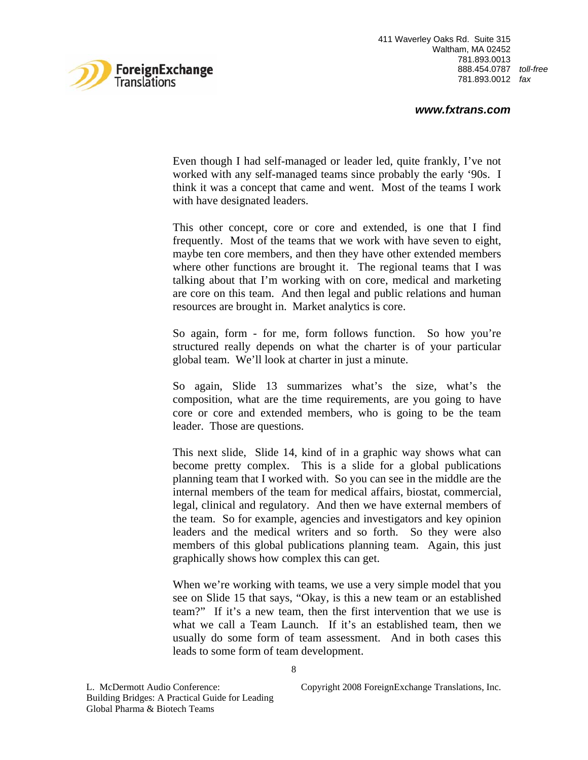Even though I had self-managed or leader led, quite frankly, I've not worked with any self-managed teams since probably the early '90s. I think it was a concept that came and went. Most of the teams I work with have designated leaders.

This other concept, core or core and extended, is one that I find frequently. Most of the teams that we work with have seven to eight, maybe ten core members, and then they have other extended members where other functions are brought it. The regional teams that I was talking about that I'm working with on core, medical and marketing are core on this team. And then legal and public relations and human resources are brought in. Market analytics is core.

So again, form - for me, form follows function. So how you're structured really depends on what the charter is of your particular global team. We'll look at charter in just a minute.

So again, Slide 13 summarizes what's the size, what's the composition, what are the time requirements, are you going to have core or core and extended members, who is going to be the team leader. Those are questions.

This next slide, Slide 14, kind of in a graphic way shows what can become pretty complex. This is a slide for a global publications planning team that I worked with. So you can see in the middle are the internal members of the team for medical affairs, biostat, commercial, legal, clinical and regulatory. And then we have external members of the team. So for example, agencies and investigators and key opinion leaders and the medical writers and so forth. So they were also members of this global publications planning team. Again, this just graphically shows how complex this can get.

When we're working with teams, we use a very simple model that you see on Slide 15 that says, "Okay, is this a new team or an established team?" If it's a new team, then the first intervention that we use is what we call a Team Launch. If it's an established team, then we usually do some form of team assessment. And in both cases this leads to some form of team development.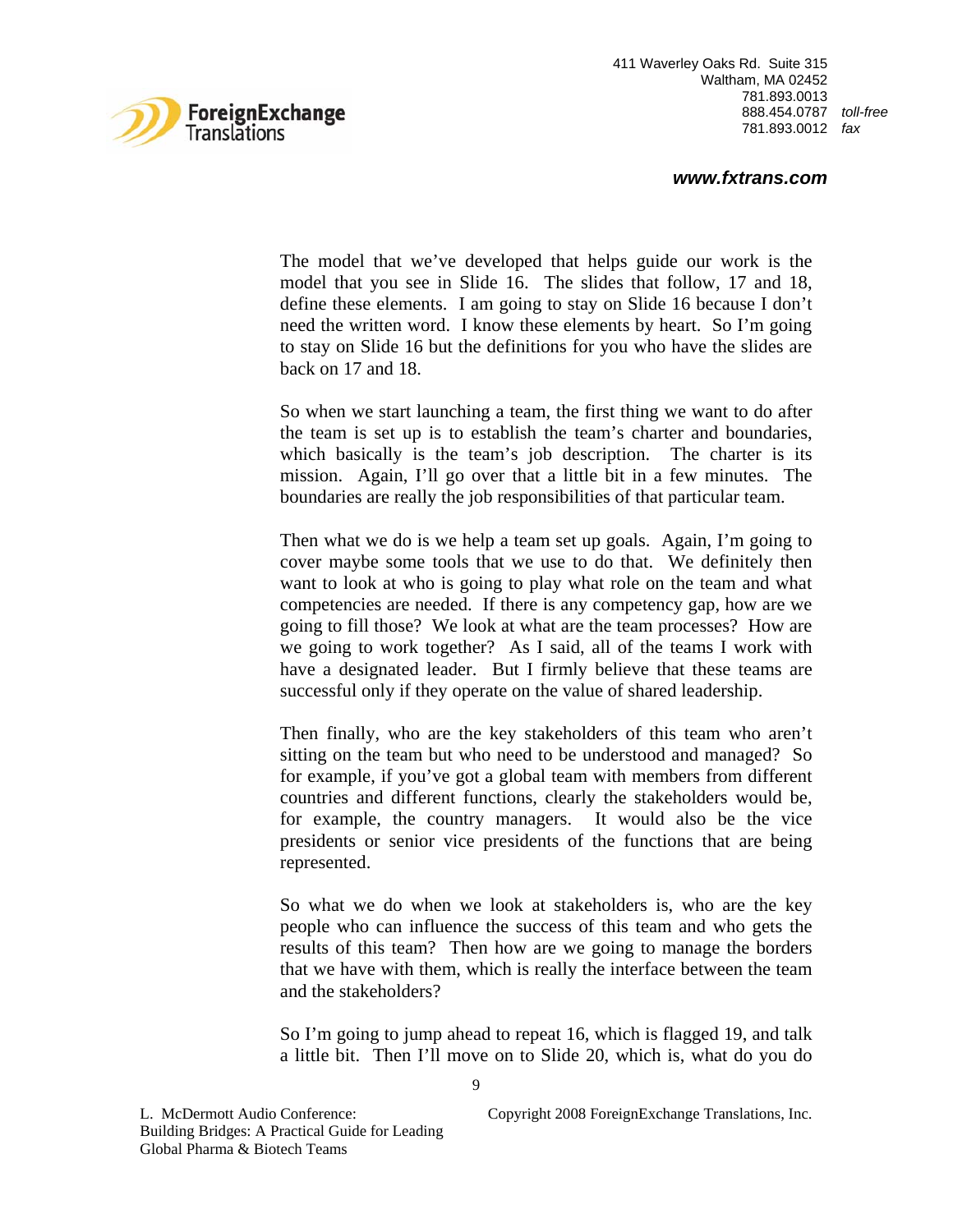The model that we've developed that helps guide our work is the model that you see in Slide 16. The slides that follow, 17 and 18, define these elements. I am going to stay on Slide 16 because I don't need the written word. I know these elements by heart. So I'm going to stay on Slide 16 but the definitions for you who have the slides are back on 17 and 18.

So when we start launching a team, the first thing we want to do after the team is set up is to establish the team's charter and boundaries, which basically is the team's job description. The charter is its mission. Again, I'll go over that a little bit in a few minutes. The boundaries are really the job responsibilities of that particular team.

Then what we do is we help a team set up goals. Again, I'm going to cover maybe some tools that we use to do that. We definitely then want to look at who is going to play what role on the team and what competencies are needed. If there is any competency gap, how are we going to fill those? We look at what are the team processes? How are we going to work together? As I said, all of the teams I work with have a designated leader. But I firmly believe that these teams are successful only if they operate on the value of shared leadership.

Then finally, who are the key stakeholders of this team who aren't sitting on the team but who need to be understood and managed? So for example, if you've got a global team with members from different countries and different functions, clearly the stakeholders would be, for example, the country managers. It would also be the vice presidents or senior vice presidents of the functions that are being represented.

So what we do when we look at stakeholders is, who are the key people who can influence the success of this team and who gets the results of this team? Then how are we going to manage the borders that we have with them, which is really the interface between the team and the stakeholders?

So I'm going to jump ahead to repeat 16, which is flagged 19, and talk a little bit. Then I'll move on to Slide 20, which is, what do you do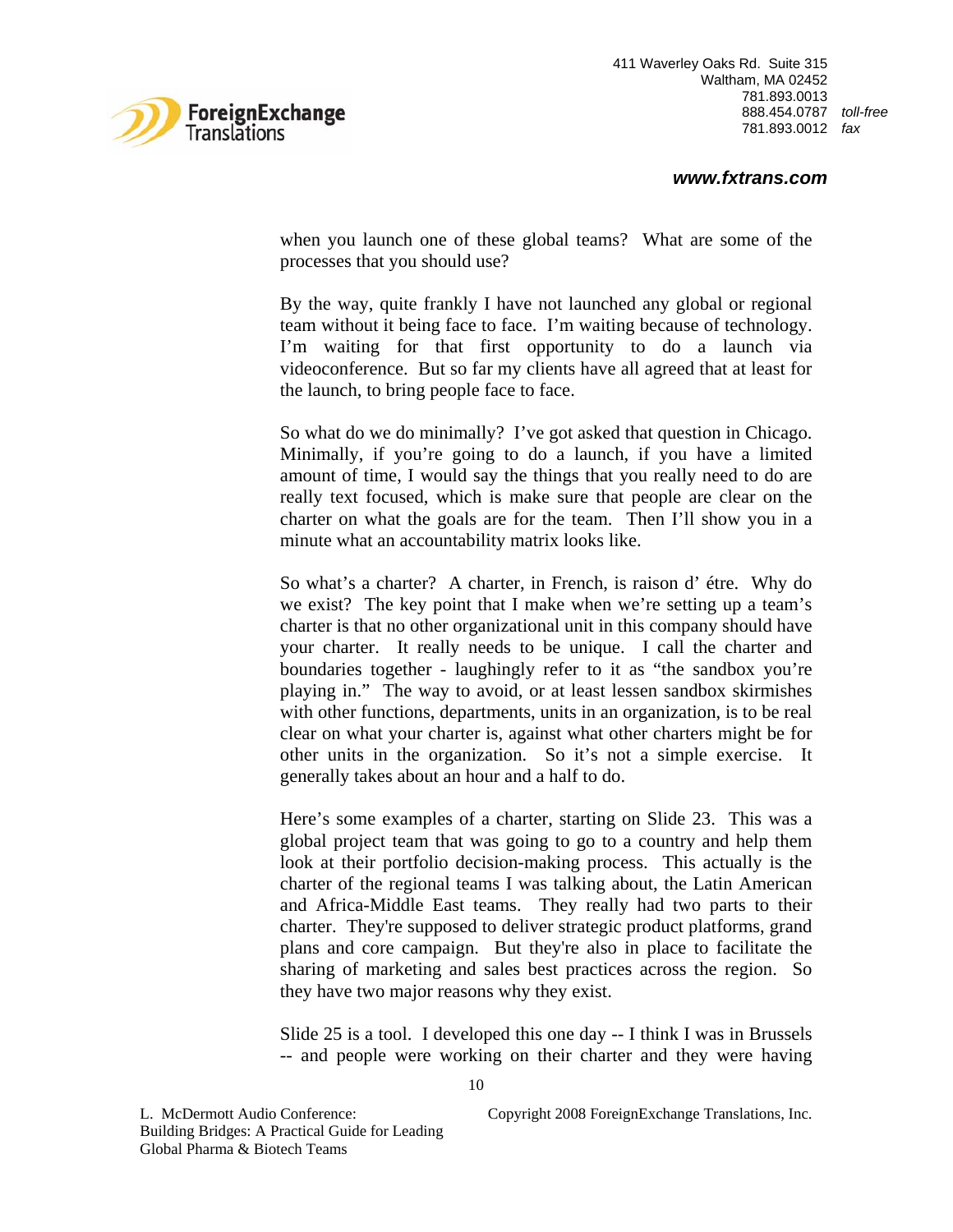when you launch one of these global teams? What are some of the processes that you should use?

By the way, quite frankly I have not launched any global or regional team without it being face to face. I'm waiting because of technology. I'm waiting for that first opportunity to do a launch via videoconference. But so far my clients have all agreed that at least for the launch, to bring people face to face.

So what do we do minimally? I've got asked that question in Chicago. Minimally, if you're going to do a launch, if you have a limited amount of time, I would say the things that you really need to do are really text focused, which is make sure that people are clear on the charter on what the goals are for the team. Then I'll show you in a minute what an accountability matrix looks like.

So what's a charter? A charter, in French, is raison d' étre. Why do we exist? The key point that I make when we're setting up a team's charter is that no other organizational unit in this company should have your charter. It really needs to be unique. I call the charter and boundaries together - laughingly refer to it as "the sandbox you're playing in." The way to avoid, or at least lessen sandbox skirmishes with other functions, departments, units in an organization, is to be real clear on what your charter is, against what other charters might be for other units in the organization. So it's not a simple exercise. It generally takes about an hour and a half to do.

Here's some examples of a charter, starting on Slide 23. This was a global project team that was going to go to a country and help them look at their portfolio decision-making process. This actually is the charter of the regional teams I was talking about, the Latin American and Africa-Middle East teams. They really had two parts to their charter. They're supposed to deliver strategic product platforms, grand plans and core campaign. But they're also in place to facilitate the sharing of marketing and sales best practices across the region. So they have two major reasons why they exist.

Slide 25 is a tool. I developed this one day -- I think I was in Brussels -- and people were working on their charter and they were having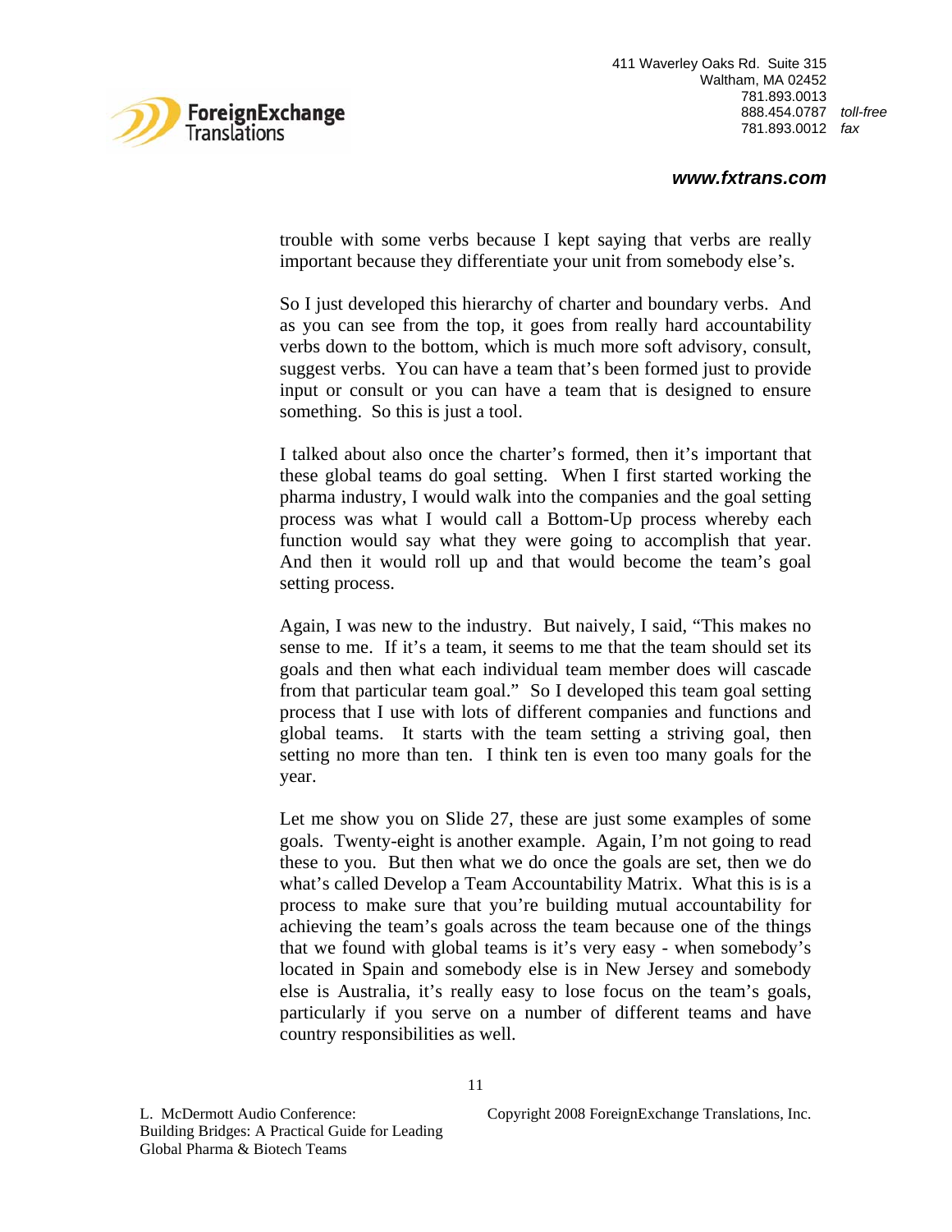trouble with some verbs because I kept saying that verbs are really important because they differentiate your unit from somebody else's.

So I just developed this hierarchy of charter and boundary verbs. And as you can see from the top, it goes from really hard accountability verbs down to the bottom, which is much more soft advisory, consult, suggest verbs. You can have a team that's been formed just to provide input or consult or you can have a team that is designed to ensure something. So this is just a tool.

I talked about also once the charter's formed, then it's important that these global teams do goal setting. When I first started working the pharma industry, I would walk into the companies and the goal setting process was what I would call a Bottom-Up process whereby each function would say what they were going to accomplish that year. And then it would roll up and that would become the team's goal setting process.

Again, I was new to the industry. But naively, I said, "This makes no sense to me. If it's a team, it seems to me that the team should set its goals and then what each individual team member does will cascade from that particular team goal." So I developed this team goal setting process that I use with lots of different companies and functions and global teams. It starts with the team setting a striving goal, then setting no more than ten. I think ten is even too many goals for the year.

Let me show you on Slide 27, these are just some examples of some goals. Twenty-eight is another example. Again, I'm not going to read these to you. But then what we do once the goals are set, then we do what's called Develop a Team Accountability Matrix. What this is is a process to make sure that you're building mutual accountability for achieving the team's goals across the team because one of the things that we found with global teams is it's very easy - when somebody's located in Spain and somebody else is in New Jersey and somebody else is Australia, it's really easy to lose focus on the team's goals, particularly if you serve on a number of different teams and have country responsibilities as well.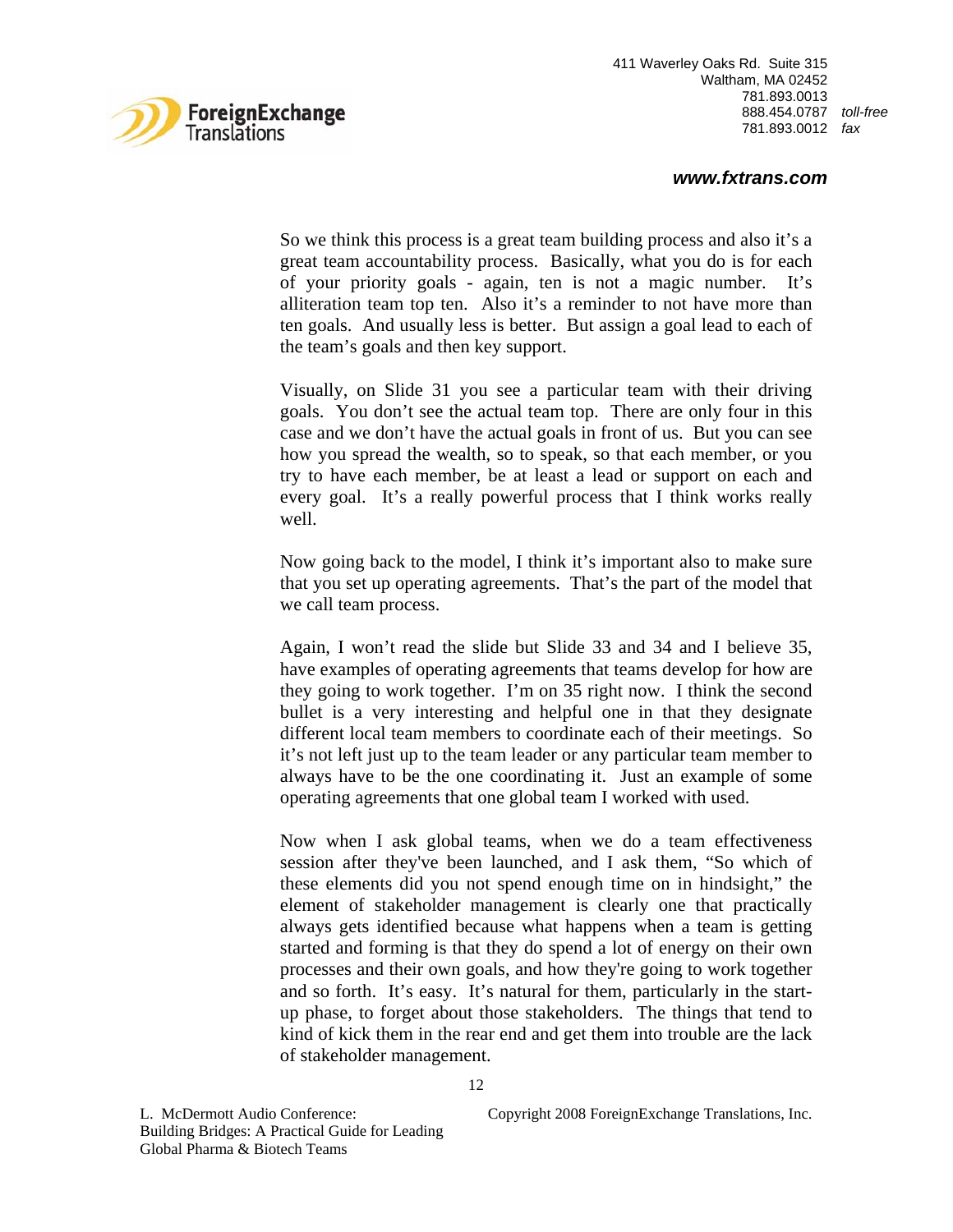So we think this process is a great team building process and also it's a great team accountability process. Basically, what you do is for each of your priority goals - again, ten is not a magic number. It's alliteration team top ten. Also it's a reminder to not have more than ten goals. And usually less is better. But assign a goal lead to each of the team's goals and then key support.

Visually, on Slide 31 you see a particular team with their driving goals. You don't see the actual team top. There are only four in this case and we don't have the actual goals in front of us. But you can see how you spread the wealth, so to speak, so that each member, or you try to have each member, be at least a lead or support on each and every goal. It's a really powerful process that I think works really well.

Now going back to the model, I think it's important also to make sure that you set up operating agreements. That's the part of the model that we call team process.

Again, I won't read the slide but Slide 33 and 34 and I believe 35, have examples of operating agreements that teams develop for how are they going to work together. I'm on 35 right now. I think the second bullet is a very interesting and helpful one in that they designate different local team members to coordinate each of their meetings. So it's not left just up to the team leader or any particular team member to always have to be the one coordinating it. Just an example of some operating agreements that one global team I worked with used.

Now when I ask global teams, when we do a team effectiveness session after they've been launched, and I ask them, "So which of these elements did you not spend enough time on in hindsight," the element of stakeholder management is clearly one that practically always gets identified because what happens when a team is getting started and forming is that they do spend a lot of energy on their own processes and their own goals, and how they're going to work together and so forth. It's easy. It's natural for them, particularly in the start-up phase, to forget about those stakeholders. The things that tend to kind of kick them in the rear end and get them into trouble are the lack of stakeholder management.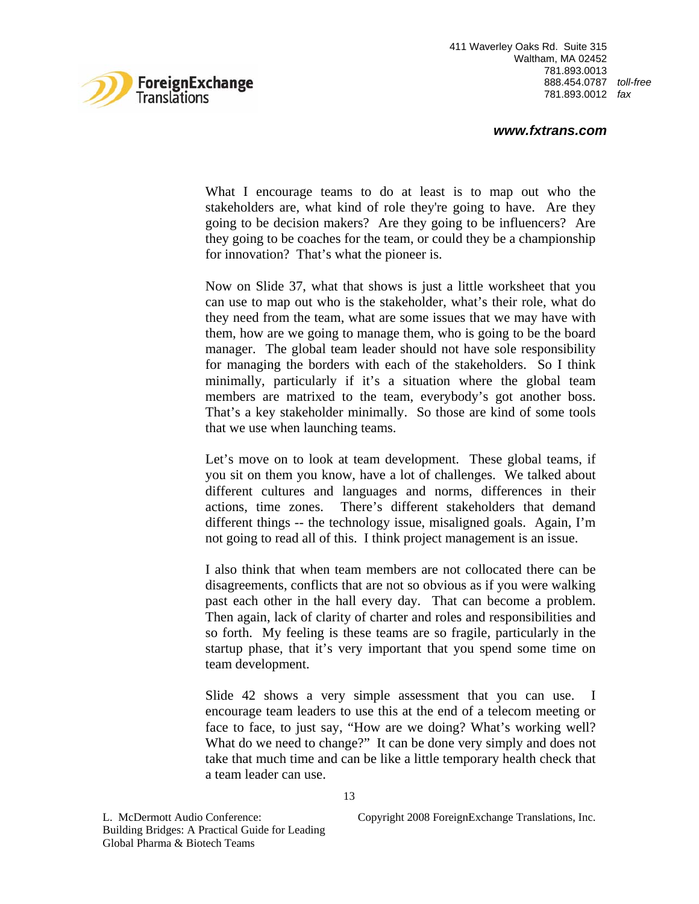What I encourage teams to do at least is to map out who the stakeholders are, what kind of role they're going to have. Are they going to be decision makers? Are they going to be influencers? Are they going to be coaches for the team, or could they be a championship for innovation? That's what the pioneer is.

Now on Slide 37, what that shows is just a little worksheet that you can use to map out who is the stakeholder, what's their role, what do they need from the team, what are some issues that we may have with them, how are we going to manage them, who is going to be the board manager. The global team leader should not have sole responsibility for managing the borders with each of the stakeholders. So I think minimally, particularly if it's a situation where the global team members are matrixed to the team, everybody's got another boss. That's a key stakeholder minimally. So those are kind of some tools that we use when launching teams.

Let's move on to look at team development. These global teams, if you sit on them you know, have a lot of challenges. We talked about different cultures and languages and norms, differences in their actions, time zones. There's different stakeholders that demand different things -- the technology issue, misaligned goals. Again, I'm not going to read all of this. I think project management is an issue.

I also think that when team members are not collocated there can be disagreements, conflicts that are not so obvious as if you were walking past each other in the hall every day. That can become a problem. Then again, lack of clarity of charter and roles and responsibilities and so forth. My feeling is these teams are so fragile, particularly in the startup phase, that it's very important that you spend some time on team development.

Slide 42 shows a very simple assessment that you can use. I encourage team leaders to use this at the end of a telecom meeting or face to face, to just say, "How are we doing? What's working well? What do we need to change?" It can be done very simply and does not take that much time and can be like a little temporary health check that a team leader can use.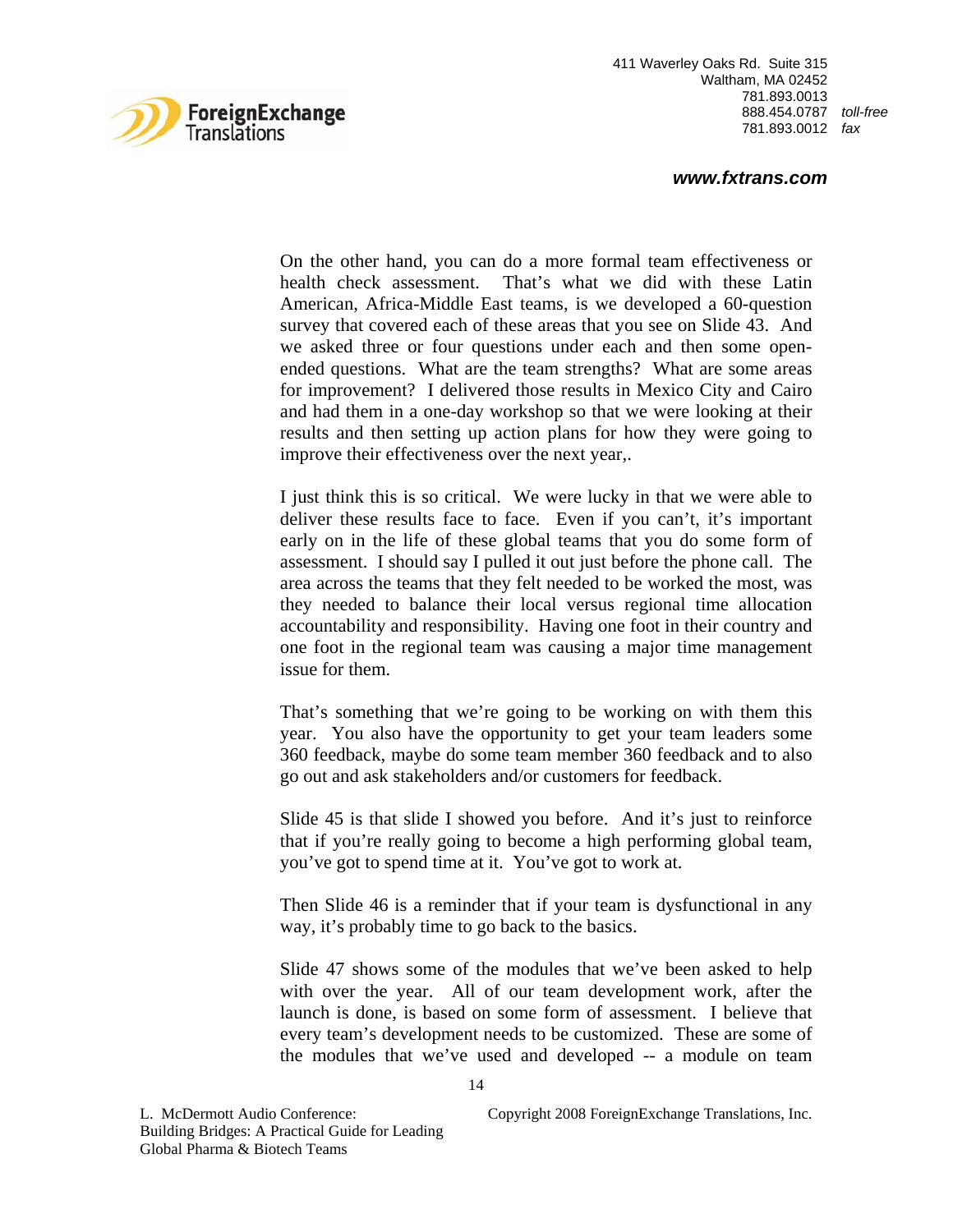On the other hand, you can do a more formal team effectiveness or health check assessment. That's what we did with these Latin American, Africa-Middle East teams, is we developed a 60-question survey that covered each of these areas that you see on Slide 43. And we asked three or four questions under each and then some open-ended questions. What are the team strengths? What are some areas for improvement? I delivered those results in Mexico City and Cairo and had them in a one-day workshop so that we were looking at their results and then setting up action plans for how they were going to improve their effectiveness over the next year,.

I just think this is so critical. We were lucky in that we were able to deliver these results face to face. Even if you can't, it's important early on in the life of these global teams that you do some form of assessment. I should say I pulled it out just before the phone call. The area across the teams that they felt needed to be worked the most, was they needed to balance their local versus regional time allocation accountability and responsibility. Having one foot in their country and one foot in the regional team was causing a major time management issue for them.

That's something that we're going to be working on with them this year. You also have the opportunity to get your team leaders some 360 feedback, maybe do some team member 360 feedback and to also go out and ask stakeholders and/or customers for feedback.

Slide 45 is that slide I showed you before. And it's just to reinforce that if you're really going to become a high performing global team, you've got to spend time at it. You've got to work at.

Then Slide 46 is a reminder that if your team is dysfunctional in any way, it's probably time to go back to the basics.

Slide 47 shows some of the modules that we've been asked to help with over the year. All of our team development work, after the launch is done, is based on some form of assessment. I believe that every team's development needs to be customized. These are some of the modules that we've used and developed -- a module on team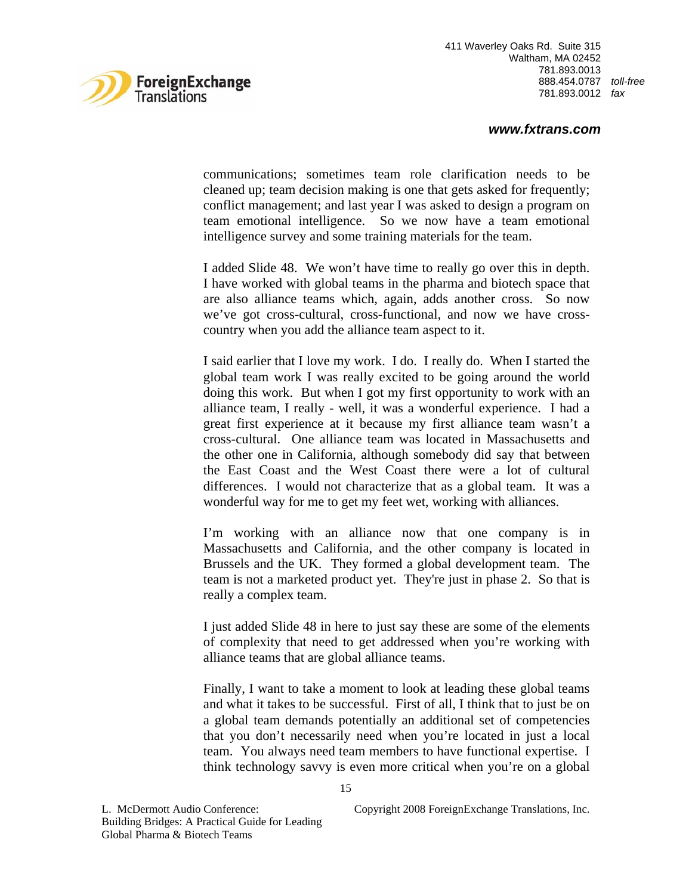communications; sometimes team role clarification needs to be cleaned up; team decision making is one that gets asked for frequently; conflict management; and last year I was asked to design a program on team emotional intelligence. So we now have a team emotional intelligence survey and some training materials for the team.

I added Slide 48. We won't have time to really go over this in depth. I have worked with global teams in the pharma and biotech space that are also alliance teams which, again, adds another cross. So now we've got cross-cultural, cross-functional, and now we have cross-country when you add the alliance team aspect to it.

I said earlier that I love my work. I do. I really do. When I started the global team work I was really excited to be going around the world doing this work. But when I got my first opportunity to work with an alliance team, I really - well, it was a wonderful experience. I had a great first experience at it because my first alliance team wasn't a cross-cultural. One alliance team was located in Massachusetts and the other one in California, although somebody did say that between the East Coast and the West Coast there were a lot of cultural differences. I would not characterize that as a global team. It was a wonderful way for me to get my feet wet, working with alliances.

I'm working with an alliance now that one company is in Massachusetts and California, and the other company is located in Brussels and the UK. They formed a global development team. The team is not a marketed product yet. They're just in phase 2. So that is really a complex team.

I just added Slide 48 in here to just say these are some of the elements of complexity that need to get addressed when you're working with alliance teams that are global alliance teams.

Finally, I want to take a moment to look at leading these global teams and what it takes to be successful. First of all, I think that to just be on a global team demands potentially an additional set of competencies that you don't necessarily need when you're located in just a local team. You always need team members to have functional expertise. I think technology savvy is even more critical when you're on a global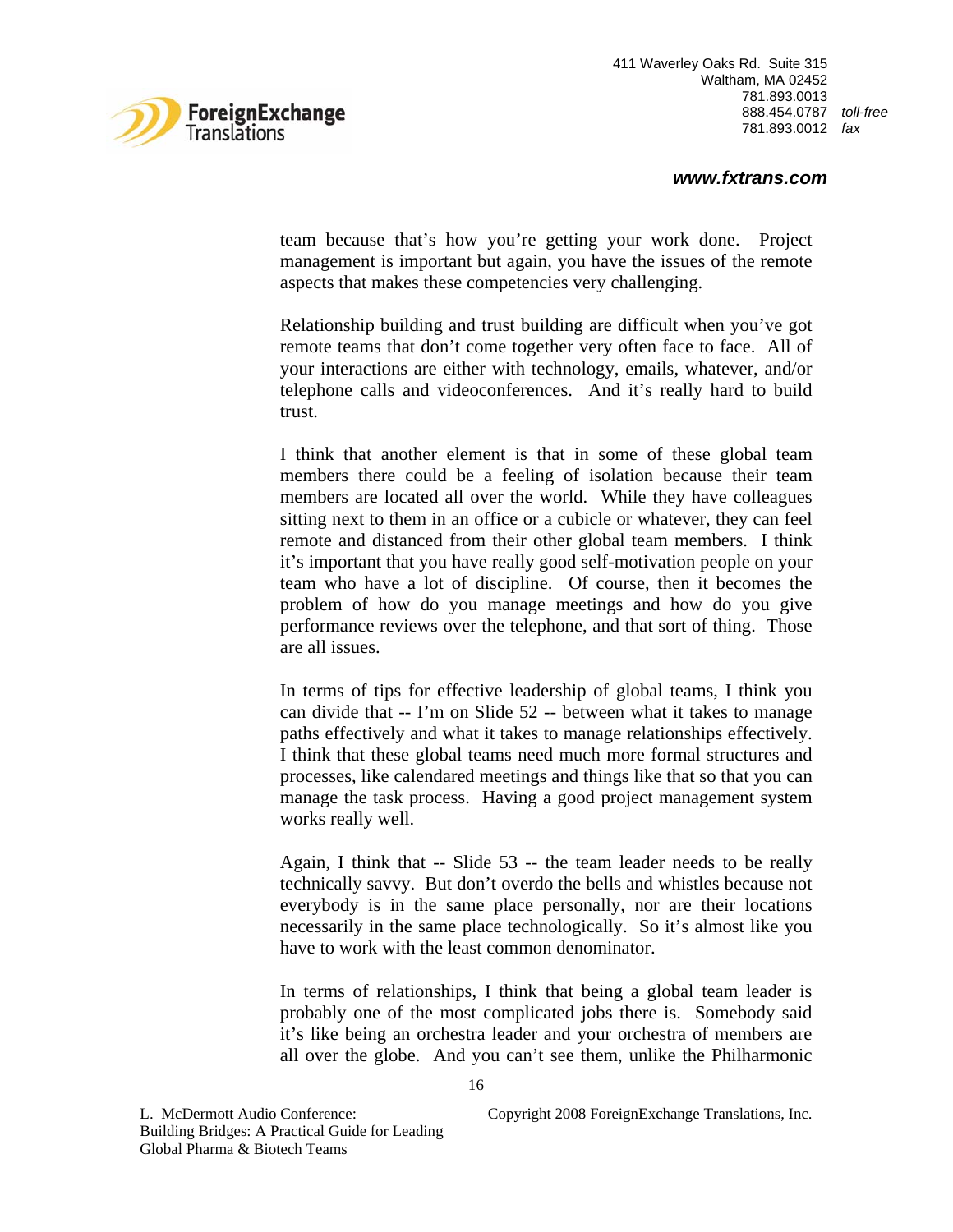team because that's how you're getting your work done. Project management is important but again, you have the issues of the remote aspects that makes these competencies very challenging.

Relationship building and trust building are difficult when you've got remote teams that don't come together very often face to face. All of your interactions are either with technology, emails, whatever, and/or telephone calls and videoconferences. And it's really hard to build trust.

I think that another element is that in some of these global team members there could be a feeling of isolation because their team members are located all over the world. While they have colleagues sitting next to them in an office or a cubicle or whatever, they can feel remote and distanced from their other global team members. I think it's important that you have really good self-motivation people on your team who have a lot of discipline. Of course, then it becomes the problem of how do you manage meetings and how do you give performance reviews over the telephone, and that sort of thing. Those are all issues.

In terms of tips for effective leadership of global teams, I think you can divide that -- I'm on Slide 52 -- between what it takes to manage paths effectively and what it takes to manage relationships effectively. I think that these global teams need much more formal structures and processes, like calendared meetings and things like that so that you can manage the task process. Having a good project management system works really well.

Again, I think that -- Slide 53 -- the team leader needs to be really technically savvy. But don't overdo the bells and whistles because not everybody is in the same place personally, nor are their locations necessarily in the same place technologically. So it's almost like you have to work with the least common denominator.

In terms of relationships, I think that being a global team leader is probably one of the most complicated jobs there is. Somebody said it's like being an orchestra leader and your orchestra of members are all over the globe. And you can't see them, unlike the Philharmonic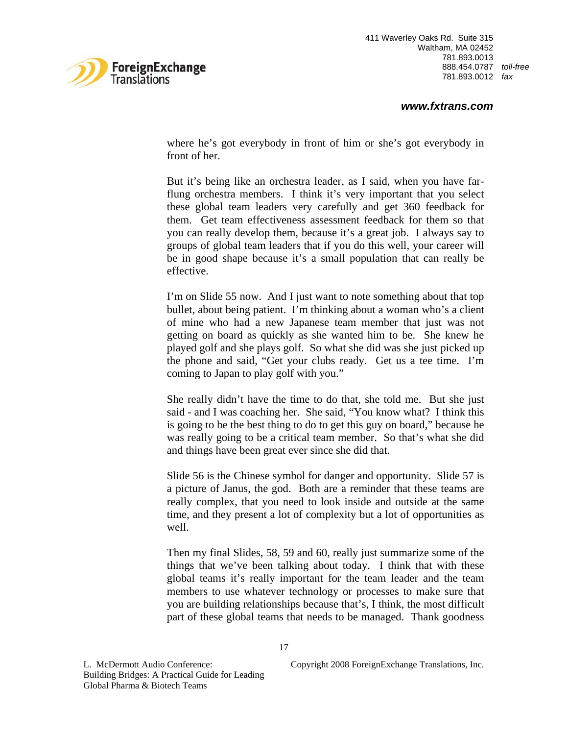where he's got everybody in front of him or she's got everybody in front of her.

But it's being like an orchestra leader, as I said, when you have far-flung orchestra members. I think it's very important that you select these global team leaders very carefully and get 360 feedback for them. Get team effectiveness assessment feedback for them so that you can really develop them, because it's a great job. I always say to groups of global team leaders that if you do this well, your career will be in good shape because it's a small population that can really be effective.

I'm on Slide 55 now. And I just want to note something about that top bullet, about being patient. I'm thinking about a woman who's a client of mine who had a new Japanese team member that just was not getting on board as quickly as she wanted him to be. She knew he played golf and she plays golf. So what she did was she just picked up the phone and said, "Get your clubs ready. Get us a tee time. I'm coming to Japan to play golf with you."

She really didn't have the time to do that, she told me. But she just said - and I was coaching her. She said, "You know what? I think this is going to be the best thing to do to get this guy on board," because he was really going to be a critical team member. So that's what she did and things have been great ever since she did that.

Slide 56 is the Chinese symbol for danger and opportunity. Slide 57 is a picture of Janus, the god. Both are a reminder that these teams are really complex, that you need to look inside and outside at the same time, and they present a lot of complexity but a lot of opportunities as well.

Then my final Slides, 58, 59 and 60, really just summarize some of the things that we've been talking about today. I think that with these global teams it's really important for the team leader and the team members to use whatever technology or processes to make sure that you are building relationships because that's, I think, the most difficult part of these global teams that needs to be managed. Thank goodness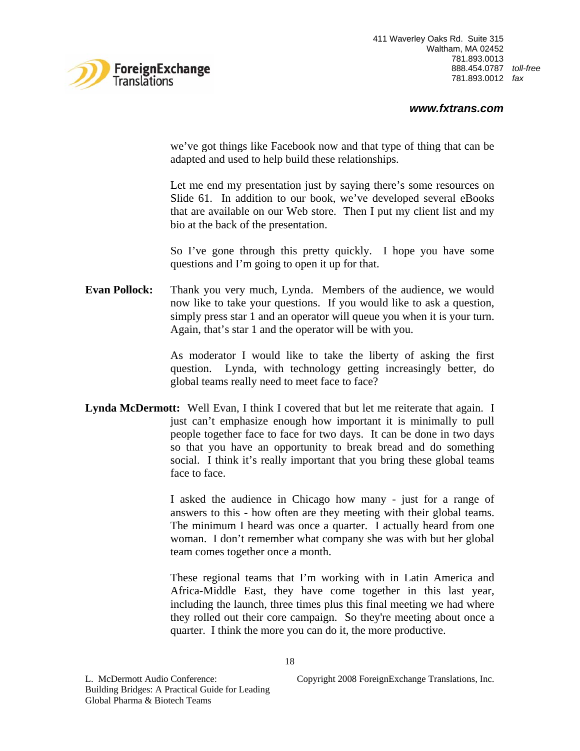we've got things like Facebook now and that type of thing that can be adapted and used to help build these relationships.

Let me end my presentation just by saying there's some resources on Slide 61. In addition to our book, we've developed several eBooks that are available on our Web store. Then I put my client list and my bio at the back of the presentation.

So I've gone through this pretty quickly. I hope you have some questions and I'm going to open it up for that.

**Evan Pollock:** Thank you very much, Lynda. Members of the audience, we would now like to take your questions. If you would like to ask a question, simply press star 1 and an operator will queue you when it is your turn. Again, that's star 1 and the operator will be with you.

As moderator I would like to take the liberty of asking the first question. Lynda, with technology getting increasingly better, do global teams really need to meet face to face?

**Lynda McDermott:** Well Evan, I think I covered that but let me reiterate that again. I just can't emphasize enough how important it is minimally to pull people together face to face for two days. It can be done in two days so that you have an opportunity to break bread and do something social. I think it's really important that you bring these global teams face to face.

I asked the audience in Chicago how many - just for a range of answers to this - how often are they meeting with their global teams. The minimum I heard was once a quarter. I actually heard from one woman. I don't remember what company she was with but her global team comes together once a month.

These regional teams that I'm working with in Latin America and Africa-Middle East, they have come together in this last year, including the launch, three times plus this final meeting we had where they rolled out their core campaign. So they're meeting about once a quarter. I think the more you can do it, the more productive.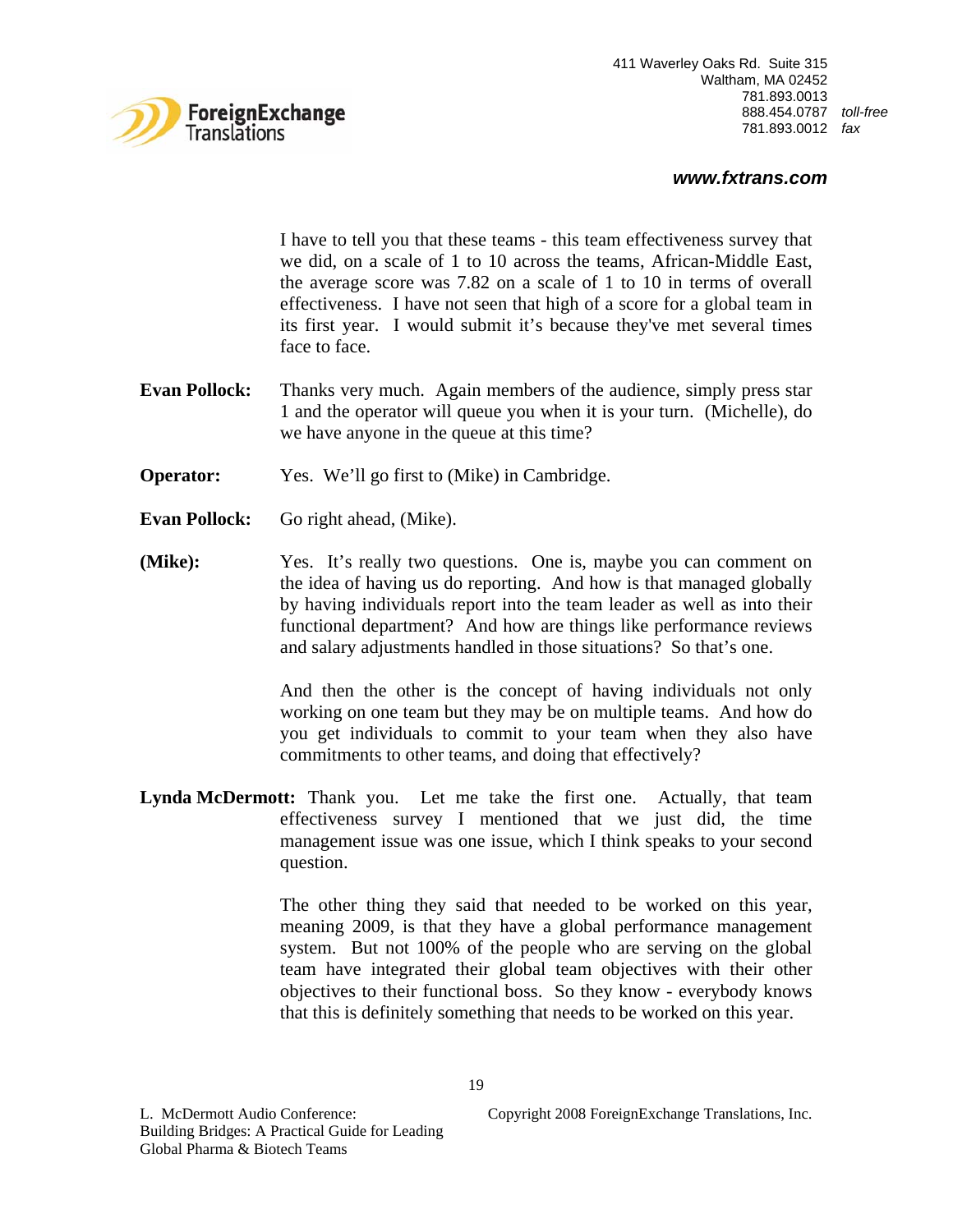I have to tell you that these teams - this team effectiveness survey that we did, on a scale of 1 to 10 across the teams, African-Middle East, the average score was 7.82 on a scale of 1 to 10 in terms of overall effectiveness. I have not seen that high of a score for a global team in its first year. I would submit it's because they've met several times face to face.

**Evan Pollock:** Thanks very much. Again members of the audience, simply press star 1 and the operator will queue you when it is your turn. (Michelle), do we have anyone in the queue at this time?

**Operator:** Yes. We'll go first to (Mike) in Cambridge.

**Evan Pollock:** Go right ahead, (Mike).

**(Mike):** Yes. It's really two questions. One is, maybe you can comment on the idea of having us do reporting. And how is that managed globally by having individuals report into the team leader as well as into their functional department? And how are things like performance reviews and salary adjustments handled in those situations? So that's one.

And then the other is the concept of having individuals not only working on one team but they may be on multiple teams. And how do you get individuals to commit to your team when they also have commitments to other teams, and doing that effectively?

**Lynda McDermott:** Thank you. Let me take the first one. Actually, that team effectiveness survey I mentioned that we just did, the time management issue was one issue, which I think speaks to your second question.

The other thing they said that needed to be worked on this year, meaning 2009, is that they have a global performance management system. But not 100% of the people who are serving on the global team have integrated their global team objectives with their other objectives to their functional boss. So they know - everybody knows that this is definitely something that needs to be worked on this year.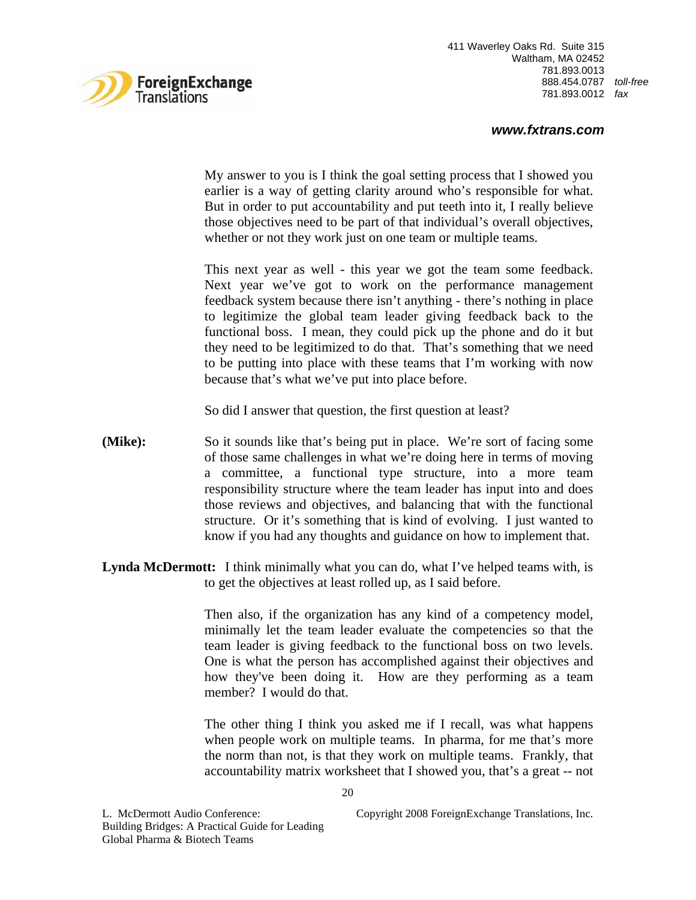My answer to you is I think the goal setting process that I showed you earlier is a way of getting clarity around who's responsible for what. But in order to put accountability and put teeth into it, I really believe those objectives need to be part of that individual's overall objectives, whether or not they work just on one team or multiple teams.

This next year as well - this year we got the team some feedback. Next year we've got to work on the performance management feedback system because there isn't anything - there's nothing in place to legitimize the global team leader giving feedback back to the functional boss. I mean, they could pick up the phone and do it but they need to be legitimized to do that. That's something that we need to be putting into place with these teams that I'm working with now because that's what we've put into place before.

So did I answer that question, the first question at least?

**(Mike):** So it sounds like that's being put in place. We're sort of facing some of those same challenges in what we're doing here in terms of moving a committee, a functional type structure, into a more team responsibility structure where the team leader has input into and does those reviews and objectives, and balancing that with the functional structure. Or it's something that is kind of evolving. I just wanted to know if you had any thoughts and guidance on how to implement that.

**Lynda McDermott:** I think minimally what you can do, what I've helped teams with, is to get the objectives at least rolled up, as I said before.

Then also, if the organization has any kind of a competency model, minimally let the team leader evaluate the competencies so that the team leader is giving feedback to the functional boss on two levels. One is what the person has accomplished against their objectives and how they've been doing it. How are they performing as a team member? I would do that.

The other thing I think you asked me if I recall, was what happens when people work on multiple teams. In pharma, for me that's more the norm than not, is that they work on multiple teams. Frankly, that accountability matrix worksheet that I showed you, that's a great -- not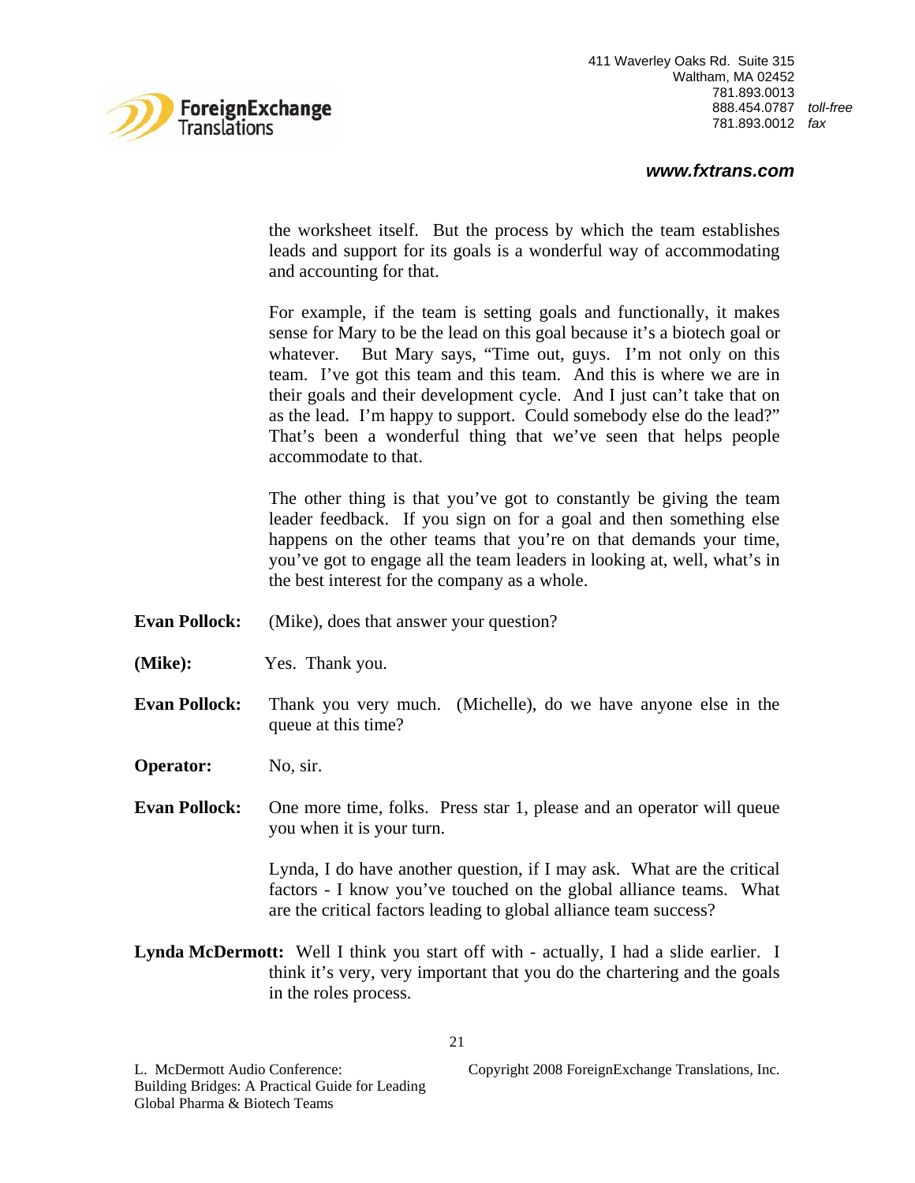the worksheet itself. But the process by which the team establishes leads and support for its goals is a wonderful way of accommodating and accounting for that.

For example, if the team is setting goals and functionally, it makes sense for Mary to be the lead on this goal because it's a biotech goal or whatever. But Mary says, "Time out, guys. I'm not only on this team. I've got this team and this team. And this is where we are in their goals and their development cycle. And I just can't take that on as the lead. I'm happy to support. Could somebody else do the lead?" That's been a wonderful thing that we've seen that helps people accommodate to that.

The other thing is that you've got to constantly be giving the team leader feedback. If you sign on for a goal and then something else happens on the other teams that you're on that demands your time, you've got to engage all the team leaders in looking at, well, what's in the best interest for the company as a whole.

**Evan Pollock:** (Mike), does that answer your question?

**(Mike):** Yes. Thank you.

**Evan Pollock:** Thank you very much. (Michelle), do we have anyone else in the queue at this time?

**Operator:** No, sir.

**Evan Pollock:** One more time, folks. Press star 1, please and an operator will queue you when it is your turn.

Lynda, I do have another question, if I may ask. What are the critical factors - I know you've touched on the global alliance teams. What are the critical factors leading to global alliance team success?

**Lynda McDermott:** Well I think you start off with - actually, I had a slide earlier. I think it's very, very important that you do the chartering and the goals in the roles process.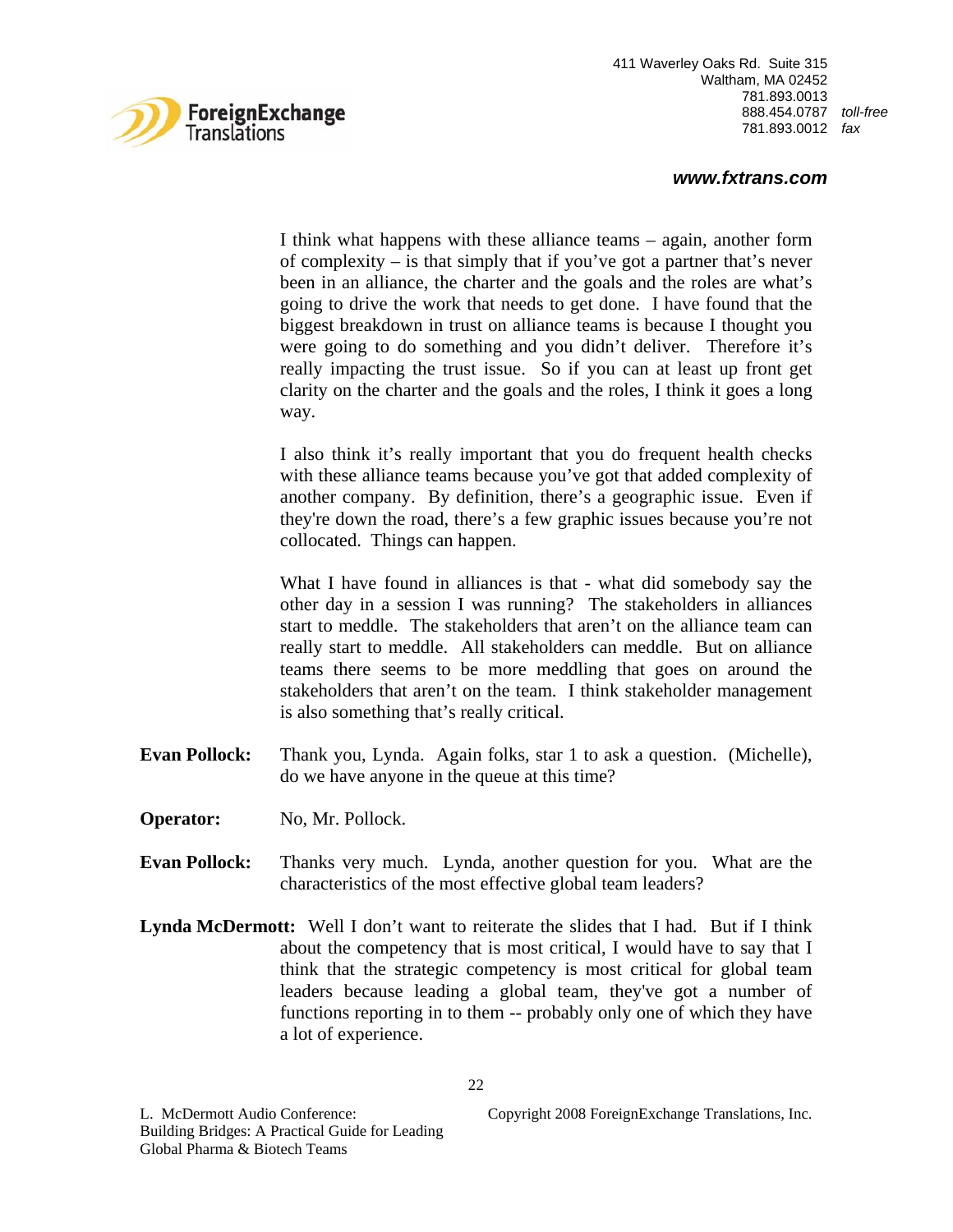I think what happens with these alliance teams – again, another form of complexity – is that simply that if you've got a partner that's never been in an alliance, the charter and the goals and the roles are what's going to drive the work that needs to get done. I have found that the biggest breakdown in trust on alliance teams is because I thought you were going to do something and you didn't deliver. Therefore it's really impacting the trust issue. So if you can at least up front get clarity on the charter and the goals and the roles, I think it goes a long way.

I also think it's really important that you do frequent health checks with these alliance teams because you've got that added complexity of another company. By definition, there's a geographic issue. Even if they're down the road, there's a few graphic issues because you're not collocated. Things can happen.

What I have found in alliances is that - what did somebody say the other day in a session I was running? The stakeholders in alliances start to meddle. The stakeholders that aren't on the alliance team can really start to meddle. All stakeholders can meddle. But on alliance teams there seems to be more meddling that goes on around the stakeholders that aren't on the team. I think stakeholder management is also something that's really critical.

**Evan Pollock:** Thank you, Lynda. Again folks, star 1 to ask a question. (Michelle), do we have anyone in the queue at this time?

**Operator:** No, Mr. Pollock.

**Evan Pollock:** Thanks very much. Lynda, another question for you. What are the characteristics of the most effective global team leaders?

**Lynda McDermott:** Well I don't want to reiterate the slides that I had. But if I think about the competency that is most critical, I would have to say that I think that the strategic competency is most critical for global team leaders because leading a global team, they've got a number of functions reporting in to them -- probably only one of which they have a lot of experience.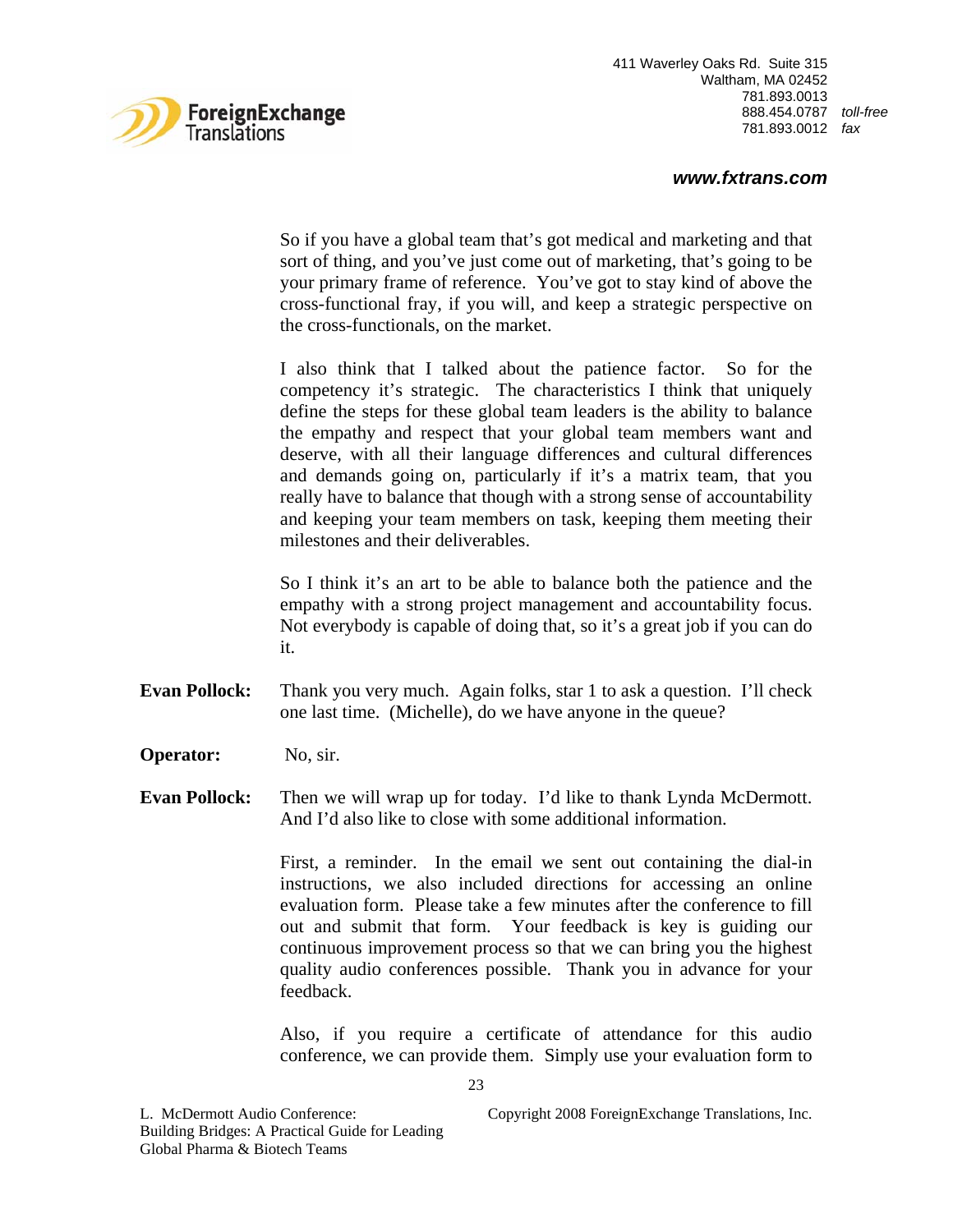So if you have a global team that's got medical and marketing and that sort of thing, and you've just come out of marketing, that's going to be your primary frame of reference. You've got to stay kind of above the cross-functional fray, if you will, and keep a strategic perspective on the cross-functionals, on the market.

I also think that I talked about the patience factor. So for the competency it's strategic. The characteristics I think that uniquely define the steps for these global team leaders is the ability to balance the empathy and respect that your global team members want and deserve, with all their language differences and cultural differences and demands going on, particularly if it's a matrix team, that you really have to balance that though with a strong sense of accountability and keeping your team members on task, keeping them meeting their milestones and their deliverables.

So I think it's an art to be able to balance both the patience and the empathy with a strong project management and accountability focus. Not everybody is capable of doing that, so it's a great job if you can do it.

**Evan Pollock:** Thank you very much. Again folks, star 1 to ask a question. I'll check one last time. (Michelle), do we have anyone in the queue?

**Operator:** No, sir.

**Evan Pollock:** Then we will wrap up for today. I'd like to thank Lynda McDermott. And I'd also like to close with some additional information.

First, a reminder. In the email we sent out containing the dial-in instructions, we also included directions for accessing an online evaluation form. Please take a few minutes after the conference to fill out and submit that form. Your feedback is key is guiding our continuous improvement process so that we can bring you the highest quality audio conferences possible. Thank you in advance for your feedback.

Also, if you require a certificate of attendance for this audio conference, we can provide them. Simply use your evaluation form to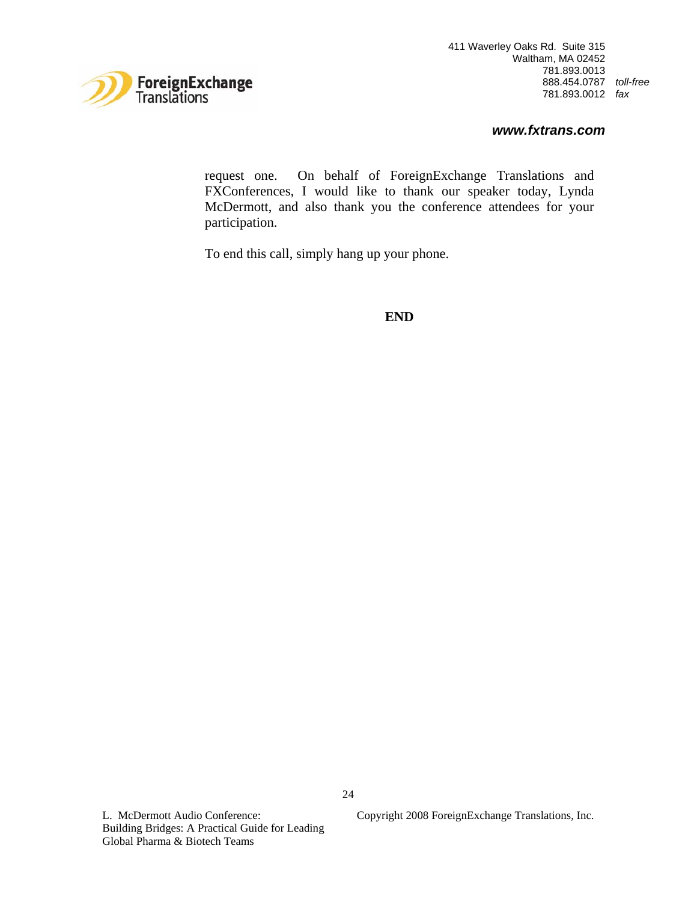request one. On behalf of ForeignExchange Translations and FXConferences, I would like to thank our speaker today, Lynda McDermott, and also thank you the conference attendees for your participation.

To end this call, simply hang up your phone.

**END**